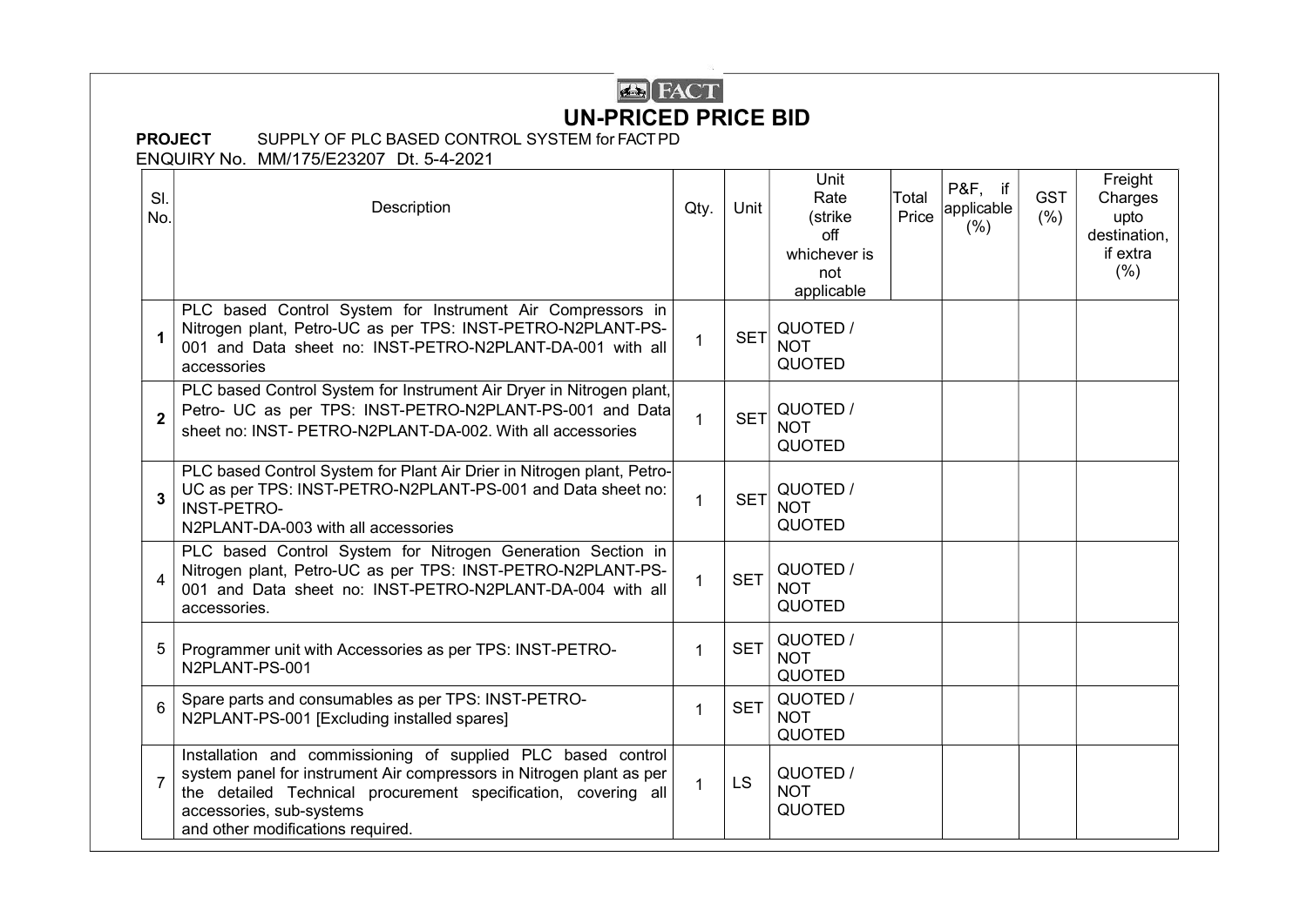FACT

# UN-PRICED PRICE BID

**PROJECT** SUPPLY OF PLC BASED CONTROL SYSTEM for FACT PD

ENQUIRY No. MM/175/E23207 Dt. 5-4-2021

| Sl. No. | Description | Qty. | Unit | Unit Rate (strike off whichever is not applicable | Total Price | P&F, if applicable (%) | GST (%) | Freight Charges upto destination, if extra (%) |
|---|---|---|---|---|---|---|---|---|
| **1** | PLC based Control System for Instrument Air Compressors in Nitrogen plant, Petro-UC as per TPS: INST-PETRO-N2PLANT-PS-001 and Data sheet no: INST-PETRO-N2PLANT-DA-001 with all accessories | 1 | SET | QUOTED / NOT QUOTED | | | | |
| **2** | PLC based Control System for Instrument Air Dryer in Nitrogen plant, Petro- UC as per TPS: INST-PETRO-N2PLANT-PS-001 and Data sheet no: INST- PETRO-N2PLANT-DA-002. With all accessories | 1 | SET | QUOTED / NOT QUOTED | | | | |
| **3** | PLC based Control System for Plant Air Drier in Nitrogen plant, Petro-UC as per TPS: INST-PETRO-N2PLANT-PS-001 and Data sheet no: INST-PETRO-N2PLANT-DA-003 with all accessories | 1 | SET | QUOTED / NOT QUOTED | | | | |
| 4 | PLC based Control System for Nitrogen Generation Section in Nitrogen plant, Petro-UC as per TPS: INST-PETRO-N2PLANT-PS-001 and Data sheet no: INST-PETRO-N2PLANT-DA-004 with all accessories. | 1 | SET | QUOTED / NOT QUOTED | | | | |
| 5 | Programmer unit with Accessories as per TPS: INST-PETRO-N2PLANT-PS-001 | 1 | SET | QUOTED / NOT QUOTED | | | | |
| 6 | Spare parts and consumables as per TPS: INST-PETRO-N2PLANT-PS-001 [Excluding installed spares] | 1 | SET | QUOTED / NOT QUOTED | | | | |
| 7 | Installation and commissioning of supplied PLC based control system panel for instrument Air compressors in Nitrogen plant as per the detailed Technical procurement specification, covering all accessories, sub-systems and other modifications required. | 1 | LS | QUOTED / NOT QUOTED | | | | |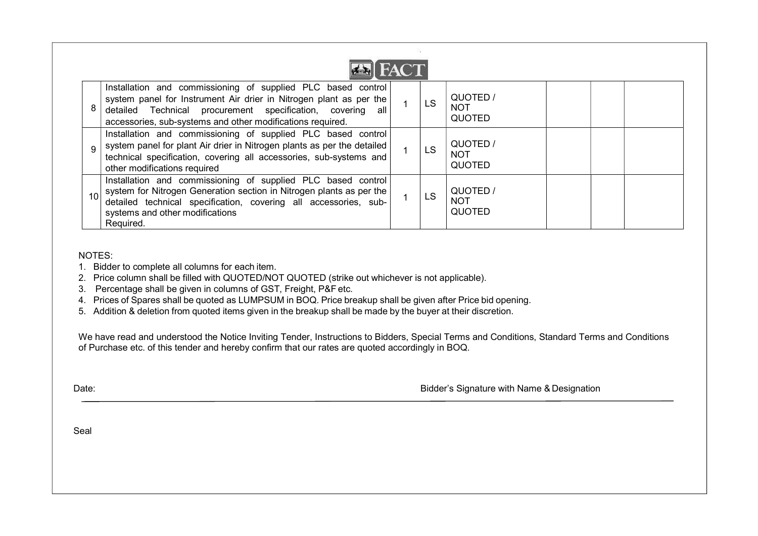| | | | | | | | |
|---|---|---|---|---|---|---|---|
| 8 | Installation and commissioning of supplied PLC based control system panel for Instrument Air drier in Nitrogen plant as per the detailed Technical procurement specification, covering all accessories, sub-systems and other modifications required. | 1 | LS | QUOTED / NOT QUOTED | | | |
| 9 | Installation and commissioning of supplied PLC based control system panel for plant Air drier in Nitrogen plants as per the detailed technical specification, covering all accessories, sub-systems and other modifications required | 1 | LS | QUOTED / NOT QUOTED | | | |
| 10 | Installation and commissioning of supplied PLC based control system for Nitrogen Generation section in Nitrogen plants as per the detailed technical specification, covering all accessories, sub-systems and other modifications Required. | 1 | LS | QUOTED / NOT QUOTED | | | |

NOTES:
1. Bidder to complete all columns for each item.
2. Price column shall be filled with QUOTED/NOT QUOTED (strike out whichever is not applicable).
3. Percentage shall be given in columns of GST, Freight, P&F etc.
4. Prices of Spares shall be quoted as LUMPSUM in BOQ. Price breakup shall be given after Price bid opening.
5. Addition & deletion from quoted items given in the breakup shall be made by the buyer at their discretion.

We have read and understood the Notice Inviting Tender, Instructions to Bidders, Special Terms and Conditions, Standard Terms and Conditions of Purchase etc. of this tender and hereby confirm that our rates are quoted accordingly in BOQ.

Date: Bidder's Signature with Name & Designation

Seal